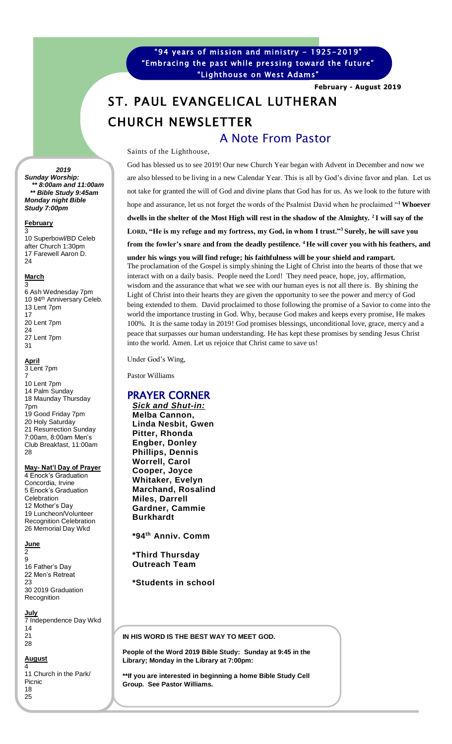"94 years of mission and ministry – 1925-2019"
"Embracing the past while pressing toward the future"
"Lighthouse on West Adams"

**February - August 2019**

# ST. PAUL EVANGELICAL LUTHERAN CHURCH NEWSLETTER

## A Note From Pastor

Saints of the Lighthouse,

God has blessed us to see 2019! Our new Church Year began with Advent in December and now we are also blessed to be living in a new Calendar Year. This is all by God's divine favor and plan. Let us not take for granted the will of God and divine plans that God has for us. As we look to the future with hope and assurance, let us not forget the words of the Psalmist David when he proclaimed "[1] **Whoever dwells in the shelter of the Most High will rest in the shadow of the Almighty. [2] I will say of the LORD, "He is my refuge and my fortress, my God, in whom I trust."[3] Surely, he will save you from the fowler's snare and from the deadly pestilence. [4] He will cover you with his feathers, and under his wings you will find refuge; his faithfulness will be your shield and rampart.**

The proclamation of the Gospel is simply shining the Light of Christ into the hearts of those that we interact with on a daily basis. People need the Lord! They need peace, hope, joy, affirmation, wisdom and the assurance that what we see with our human eyes is not all there is. By shining the Light of Christ into their hearts they are given the opportunity to see the power and mercy of God being extended to them. David proclaimed to those following the promise of a Savior to come into the world the importance trusting in God. Why, because God makes and keeps every promise, He makes 100%. It is the same today in 2019! God promises blessings, unconditional love, grace, mercy and a peace that surpasses our human understanding. He has kept these promises by sending Jesus Christ into the world. Amen. Let us rejoice that Christ came to save us!

Under God's Wing,

Pastor Williams

## PRAYER CORNER

***Sick and Shut-in:***

**Melba Cannon, Linda Nesbit, Gwen Pitter, Rhonda Engber, Donley Phillips, Dennis Worrell, Carol Cooper, Joyce Whitaker, Evelyn Marchand, Rosalind Miles, Darrell Gardner, Cammie Burkhardt**

**\*94th Anniv. Comm**

**\*Third Thursday Outreach Team**

**\*Students in school**

**IN HIS WORD IS THE BEST WAY TO MEET GOD.**

**People of the Word 2019 Bible Study: Sunday at 9:45 in the Library; Monday in the Library at 7:00pm:**

**\*\*If you are interested in beginning a home Bible Study Cell Group. See Pastor Williams.**

***2019***

***Sunday Worship:***
***\*\* 8:00am and 11:00am***
***\*\* Bible Study 9:45am***
***Monday night Bible Study 7:00pm***

**February**

3
10 Superbowl/BD Celeb after Church 1:30pm
17 Farewell Aaron D.
24

**March**

3
6 Ash Wednesday 7pm
10 94th Anniversary Celeb.
13 Lent 7pm
17
20 Lent 7pm
24
27 Lent 7pm
31

**April**

3 Lent 7pm
7
10 Lent 7pm
14 Palm Sunday
18 Maunday Thursday 7pm
19 Good Friday 7pm
20 Holy Saturday
21 Resurrection Sunday 7:00am, 8:00am Men's Club Breakfast, 11:00am
28

**May- Nat'l Day of Prayer**

4 Enock's Graduation Concordia, Irvine
5 Enock's Graduation Celebration
12 Mother's Day
19 Luncheon/Volunteer Recognition Celebration
26 Memorial Day Wkd

**June**

2
9
16 Father's Day
22 Men's Retreat
23
30 2019 Graduation Recognition

**July**

7 Independence Day Wkd
14
21
28

**August**

4
11 Church in the Park/ Picnic
18
25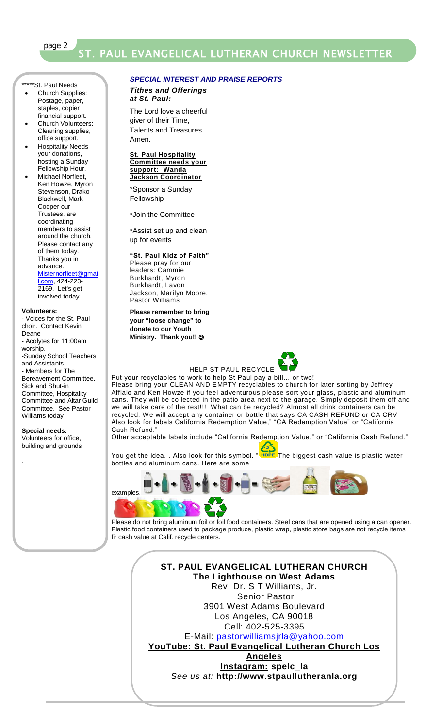*****St. Paul Needs

- Church Supplies: Postage, paper, staples, copier financial support.
- Church Volunteers: Cleaning supplies, office support.
- Hospitality Needs your donations, hosting a Sunday Fellowship Hour.
- Michael Norfleet, Ken Howze, Myron Stevenson, Drako Blackwell, Mark Cooper our Trustees, are coordinating members to assist around the church. Please contact any of them today. Thanks you in advance. Misternorfleet@gmail.com, 424-223-2169. Let's get involved today.

**Volunteers:**

- Voices for the St. Paul choir. Contact Kevin Deane
- Acolytes for 11:00am worship.
- Sunday School Teachers and Assistants
- Members for The Bereavement Committee, Sick and Shut-in Committee, Hospitality Committee and Altar Guild Committee. See Pastor Williams today

**Special needs:**
Volunteers for office, building and grounds

## *SPECIAL INTEREST AND PRAISE REPORTS*

***Tithes and Offerings at St. Paul:***

The Lord love a cheerful giver of their Time, Talents and Treasures. Amen.

**St. Paul Hospitality Committee needs your support: Wanda Jackson Coordinator**

*Sponsor a Sunday Fellowship

*Join the Committee

*Assist set up and clean up for events

**"St. Paul Kidz of Faith"**
Please pray for our leaders: Cammie Burkhardt, Myron Burkhardt, Lavon Jackson, Marilyn Moore, Pastor Williams

**Please remember to bring your "loose change" to donate to our Youth Ministry. Thank you!! ☺**

HELP ST PAUL RECYCLE

Put your recyclables to work to help St Paul pay a bill… or two!
Please bring your CLEAN AND EMPTY recyclables to church for later sorting by Jeffrey Afflalo and Ken Howze if you feel adventurous please sort your glass, plastic and aluminum cans. They will be collected in the patio area next to the garage. Simply deposit them off and we will take care of the rest!!! What can be recycled? Almost all drink containers can be recycled. We will accept any container or bottle that says CA CASH REFUND or CA CRV Also look for labels California Redemption Value," "CA Redemption Value" or "California Cash Refund."
Other acceptable labels include "California Redemption Value," or "California Cash Refund."

You get the idea. . Also look for this symbol. " HDPE The biggest cash value is plastic water bottles and aluminum cans. Here are some examples.

Please do not bring aluminum foil or foil food containers. Steel cans that are opened using a can opener. Plastic food containers used to package produce, plastic wrap, plastic store bags are not recycle items fir cash value at Calif. recycle centers.

**ST. PAUL EVANGELICAL LUTHERAN CHURCH**
**The Lighthouse on West Adams**
Rev. Dr. S T Williams, Jr.
Senior Pastor
3901 West Adams Boulevard
Los Angeles, CA 90018
Cell: 402-525-3395
E-Mail: pastorwilliamsjrla@yahoo.com
**YouTube: St. Paul Evangelical Lutheran Church Los Angeles**
**Instagram: spelc_la**
*See us at:* **http://www.stpaullutheranla.org**